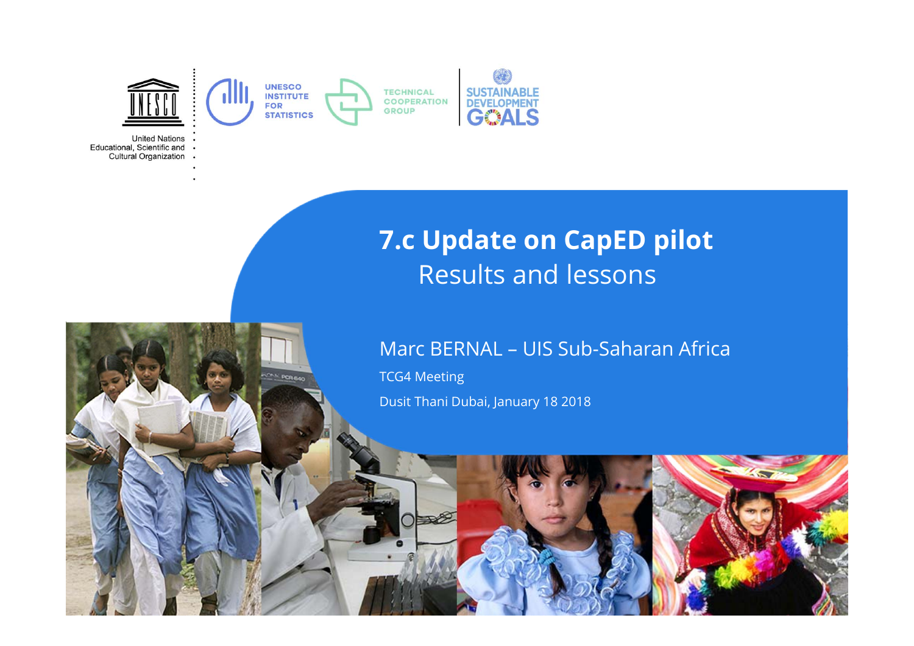United Nations
Educational, Scientific and
Cultural Organization

UNESCO INSTITUTE FOR STATISTICS

TECHNICAL COOPERATION GROUP

SUSTAINABLE DEVELOPMENT GOALS

# 7.c Update on CapED pilot

## Results and lessons

Marc BERNAL – UIS Sub-Saharan Africa

TCG4 Meeting

Dusit Thani Dubai, January 18 2018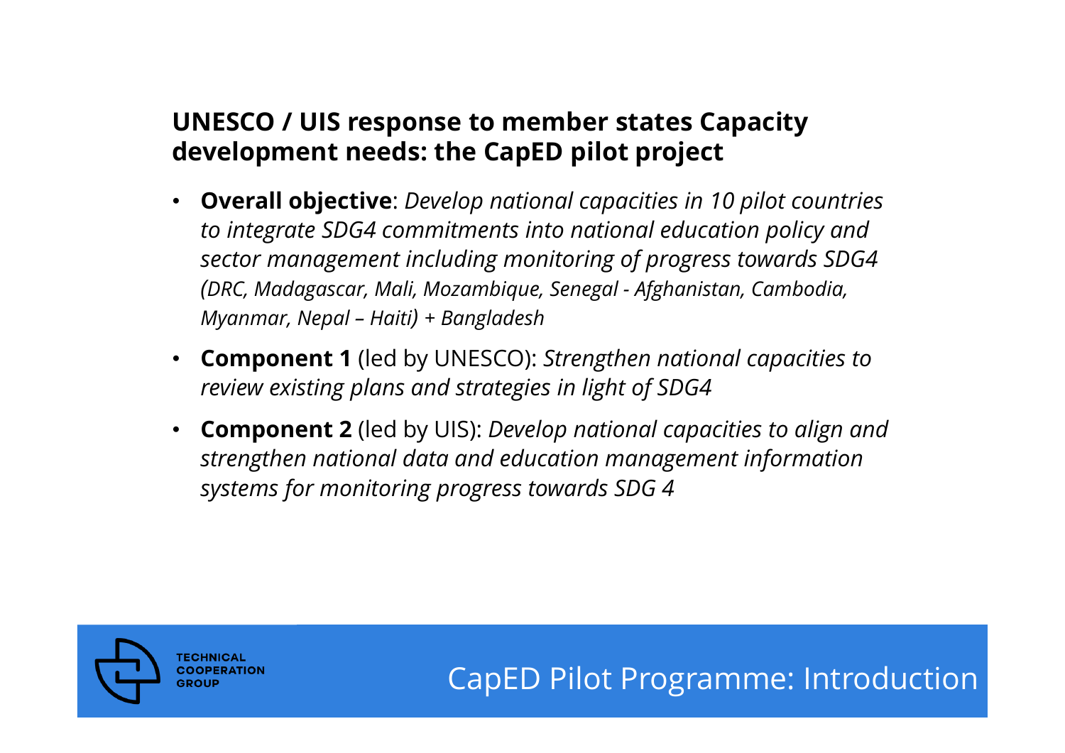## UNESCO / UIS response to member states Capacity development needs: the CapED pilot project

- **Overall objective**: *Develop national capacities in 10 pilot countries to integrate SDG4 commitments into national education policy and sector management including monitoring of progress towards SDG4 (DRC, Madagascar, Mali, Mozambique, Senegal - Afghanistan, Cambodia, Myanmar, Nepal – Haiti) + Bangladesh*
- **Component 1** (led by UNESCO): *Strengthen national capacities to review existing plans and strategies in light of SDG4*
- **Component 2** (led by UIS): *Develop national capacities to align and strengthen national data and education management information systems for monitoring progress towards SDG 4*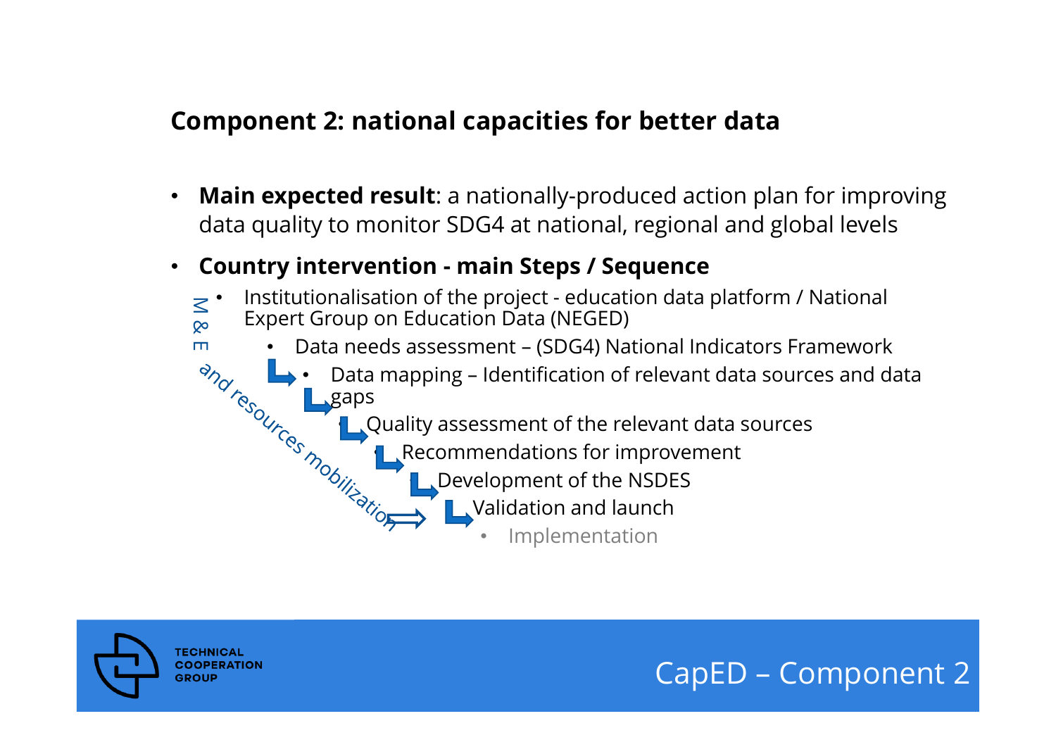## Component 2: national capacities for better data

- **Main expected result**: a nationally-produced action plan for improving data quality to monitor SDG4 at national, regional and global levels
- **Country intervention - main Steps / Sequence**
  - Institutionalisation of the project - education data platform / National Expert Group on Education Data (NEGED)
    - Data needs assessment – (SDG4) National Indicators Framework
      - Data mapping – Identification of relevant data sources and data gaps
        - Quality assessment of the relevant data sources
          - Recommendations for improvement
            - Development of the NSDES
              - Validation and launch
                - Implementation

M & E and resources mobilization

CapED – Component 2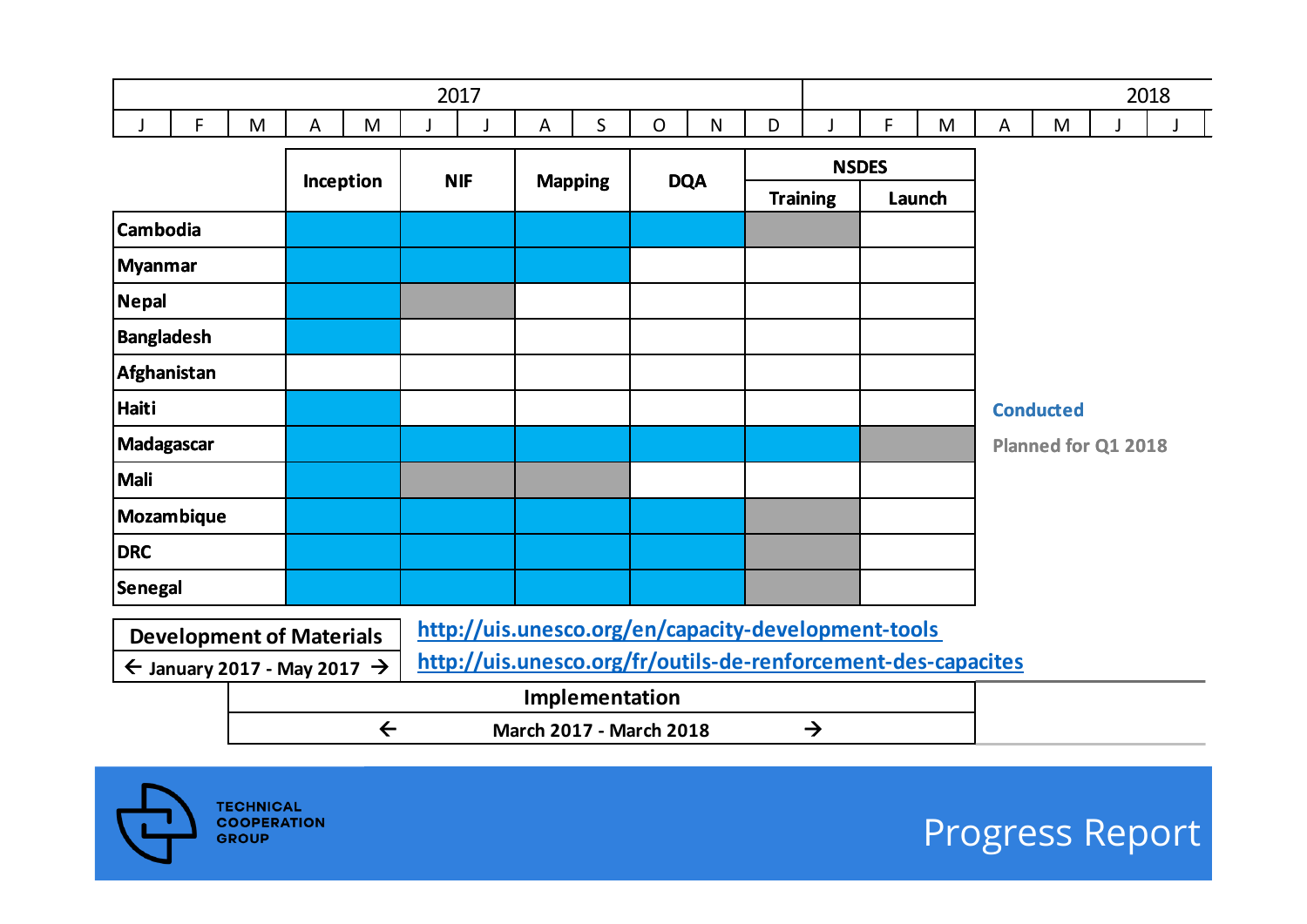| 2017 | | | | | | | | | | | | 2018 | | | | | | |
|---|---|---|---|---|---|---|---|---|---|---|---|---|---|---|---|---|---|---|
| J | F | M | A | M | J | J | A | S | O | N | D | J | F | M | A | M | J | J |

| | Inception | NIF | Mapping | DQA | NSDES | |
|---|---|---|---|---|---|---|
| | | | | | Training | Launch |
| **Cambodia** | Conducted | Conducted | Conducted | Conducted | Planned for Q1 2018 | |
| **Myanmar** | Conducted | Conducted | Conducted | | | |
| **Nepal** | Conducted | Planned for Q1 2018 | | | | |
| **Bangladesh** | Conducted | | | | | |
| **Afghanistan** | | | | | | |
| **Haiti** | Conducted | | | | | |
| **Madagascar** | Conducted | Conducted | Conducted | Conducted | Conducted | Planned for Q1 2018 |
| **Mali** | Conducted | Planned for Q1 2018 | Planned for Q1 2018 | | | |
| **Mozambique** | Conducted | Conducted | Conducted | Conducted | Planned for Q1 2018 | |
| **DRC** | Conducted | Conducted | Conducted | Conducted | Planned for Q1 2018 | |
| **Senegal** | Conducted | Conducted | Conducted | Conducted | Planned for Q1 2018 | |

**Conducted**

**Planned for Q1 2018**

**Development of Materials**
← January 2017 - May 2017 →

http://uis.unesco.org/en/capacity-development-tools
http://uis.unesco.org/fr/outils-de-renforcement-des-capacites

**Implementation**
← March 2017 - March 2018 →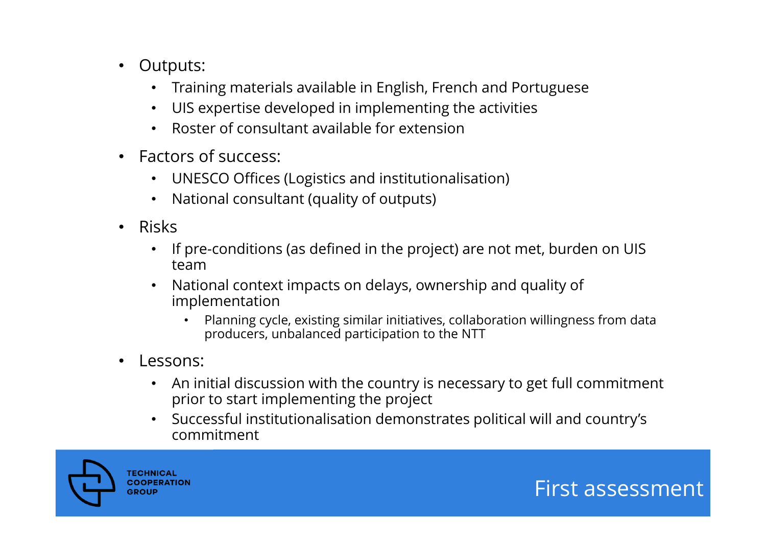# First assessment

- Outputs:
  - Training materials available in English, French and Portuguese
  - UIS expertise developed in implementing the activities
  - Roster of consultant available for extension
- Factors of success:
  - UNESCO Offices (Logistics and institutionalisation)
  - National consultant (quality of outputs)
- Risks
  - If pre-conditions (as defined in the project) are not met, burden on UIS team
  - National context impacts on delays, ownership and quality of implementation
    - Planning cycle, existing similar initiatives, collaboration willingness from data producers, unbalanced participation to the NTT
- Lessons:
  - An initial discussion with the country is necessary to get full commitment prior to start implementing the project
  - Successful institutionalisation demonstrates political will and country's commitment

TECHNICAL COOPERATION GROUP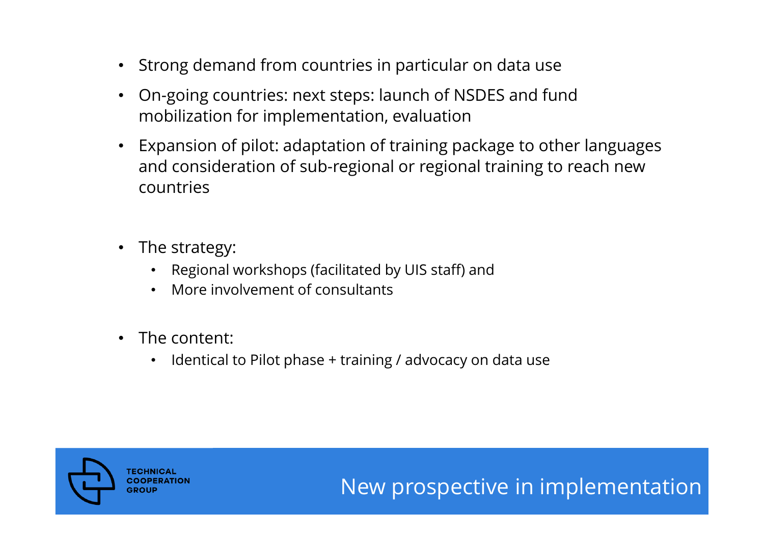## New prospective in implementation

- Strong demand from countries in particular on data use
- On-going countries: next steps: launch of NSDES and fund mobilization for implementation, evaluation
- Expansion of pilot: adaptation of training package to other languages and consideration of sub-regional or regional training to reach new countries

- The strategy:
  - Regional workshops (facilitated by UIS staff) and
  - More involvement of consultants

- The content:
  - Identical to Pilot phase + training / advocacy on data use

TECHNICAL COOPERATION GROUP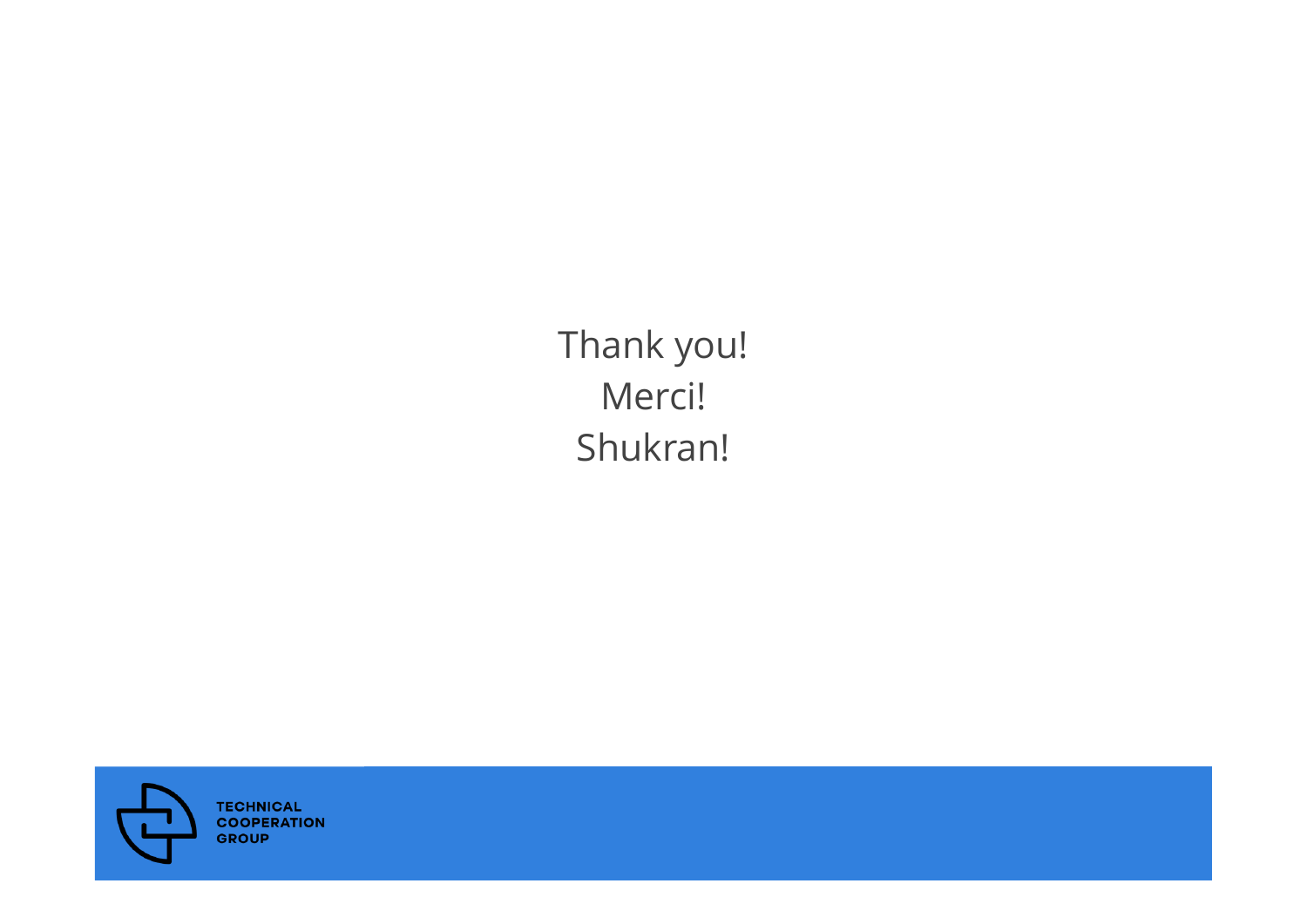Thank you!

Merci!

Shukran!

TECHNICAL COOPERATION GROUP